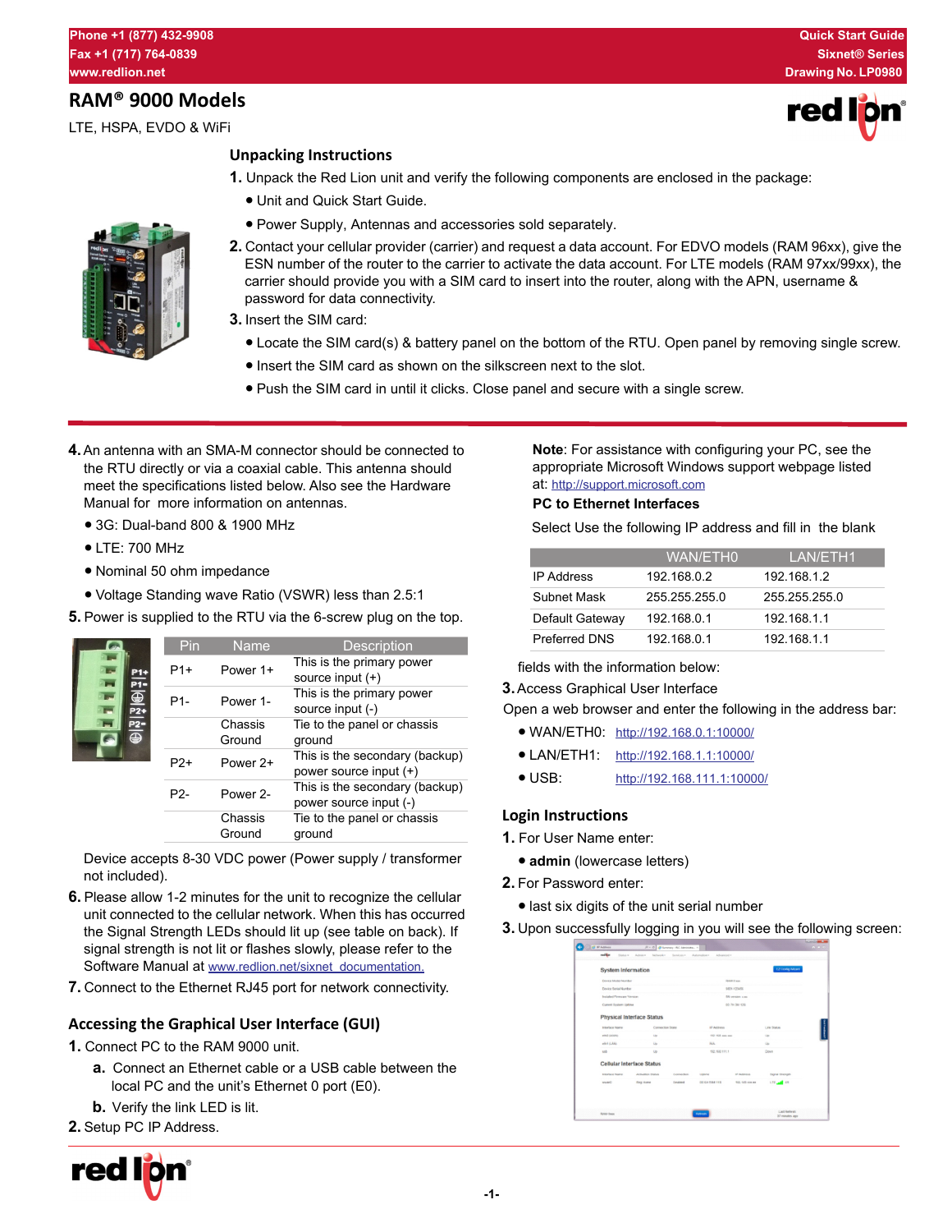Phone +1 (877) 432-9908
Fax +1 (717) 764-0839
www.redlion.net

Quick Start Guide
Sixnet® Series
Drawing No. LP0980

# RAM® 9000 Models

LTE, HSPA, EVDO & WiFi

## Unpacking Instructions

1. Unpack the Red Lion unit and verify the following components are enclosed in the package:
   - Unit and Quick Start Guide.
   - Power Supply, Antennas and accessories sold separately.
2. Contact your cellular provider (carrier) and request a data account. For EDVO models (RAM 96xx), give the ESN number of the router to the carrier to activate the data account. For LTE models (RAM 97xx/99xx), the carrier should provide you with a SIM card to insert into the router, along with the APN, username & password for data connectivity.
3. Insert the SIM card:
   - Locate the SIM card(s) & battery panel on the bottom of the RTU. Open panel by removing single screw.
   - Insert the SIM card as shown on the silkscreen next to the slot.
   - Push the SIM card in until it clicks. Close panel and secure with a single screw.

4. An antenna with an SMA-M connector should be connected to the RTU directly or via a coaxial cable. This antenna should meet the specifications listed below. Also see the Hardware Manual for more information on antennas.
   - 3G: Dual-band 800 & 1900 MHz
   - LTE: 700 MHz
   - Nominal 50 ohm impedance
   - Voltage Standing wave Ratio (VSWR) less than 2.5:1
5. Power is supplied to the RTU via the 6-screw plug on the top.

| Pin | Name | Description |
|---|---|---|
| P1+ | Power 1+ | This is the primary power source input (+) |
| P1- | Power 1- | This is the primary power source input (-) |
| | Chassis Ground | Tie to the panel or chassis ground |
| P2+ | Power 2+ | This is the secondary (backup) power source input (+) |
| P2- | Power 2- | This is the secondary (backup) power source input (-) |
| | Chassis Ground | Tie to the panel or chassis ground |

   Device accepts 8-30 VDC power (Power supply / transformer not included).
6. Please allow 1-2 minutes for the unit to recognize the cellular unit connected to the cellular network. When this has occurred the Signal Strength LEDs should lit up (see table on back). If signal strength is not lit or flashes slowly, please refer to the Software Manual at www.redlion.net/sixnet_documentation.
7. Connect to the Ethernet RJ45 port for network connectivity.

## Accessing the Graphical User Interface (GUI)

1. Connect PC to the RAM 9000 unit.
   a. Connect an Ethernet cable or a USB cable between the local PC and the unit's Ethernet 0 port (E0).
   b. Verify the link LED is lit.
2. Setup PC IP Address.

**Note**: For assistance with configuring your PC, see the appropriate Microsoft Windows support webpage listed at: http://support.microsoft.com

**PC to Ethernet Interfaces**

Select Use the following IP address and fill in the blank

| | WAN/ETH0 | LAN/ETH1 |
|---|---|---|
| IP Address | 192.168.0.2 | 192.168.1.2 |
| Subnet Mask | 255.255.255.0 | 255.255.255.0 |
| Default Gateway | 192.168.0.1 | 192.168.1.1 |
| Preferred DNS | 192.168.0.1 | 192.168.1.1 |

fields with the information below:

3. Access Graphical User Interface

Open a web browser and enter the following in the address bar:
   - WAN/ETH0: http://192.168.0.1:10000/
   - LAN/ETH1: http://192.168.1.1:10000/
   - USB: http://192.168.111.1:10000/

## Login Instructions

1. For User Name enter:
   - **admin** (lowercase letters)
2. For Password enter:
   - last six digits of the unit serial number
3. Upon successfully logging in you will see the following screen: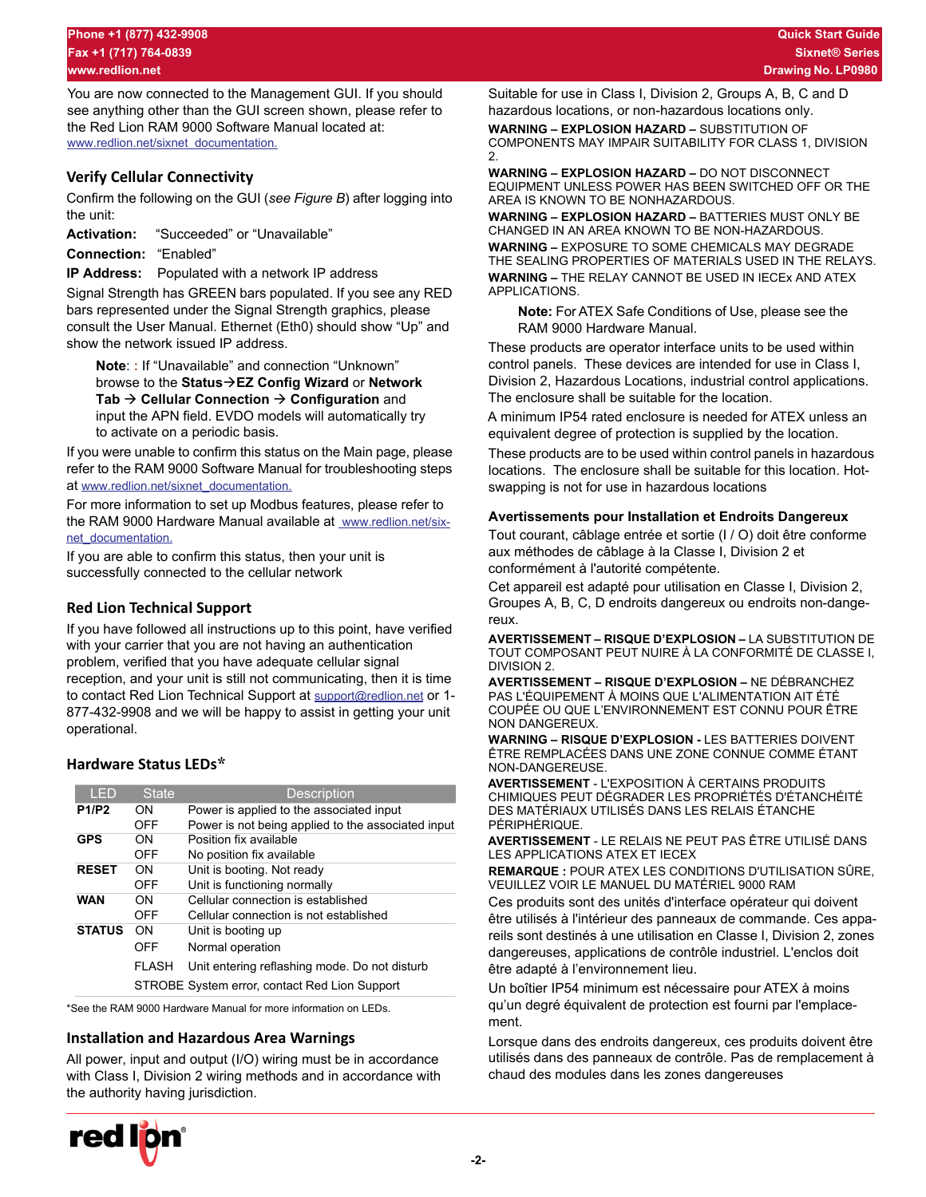You are now connected to the Management GUI. If you should see anything other than the GUI screen shown, please refer to the Red Lion RAM 9000 Software Manual located at: www.redlion.net/sixnet_documentation.

## Verify Cellular Connectivity

Confirm the following on the GUI (*see Figure B*) after logging into the unit:

**Activation:** "Succeeded" or "Unavailable"

**Connection:** "Enabled"

**IP Address:** Populated with a network IP address

Signal Strength has GREEN bars populated. If you see any RED bars represented under the Signal Strength graphics, please consult the User Manual. Ethernet (Eth0) should show "Up" and show the network issued IP address.

> **Note**: : If "Unavailable" and connection "Unknown" browse to the **Status→EZ Config Wizard** or **Network Tab → Cellular Connection → Configuration** and input the APN field. EVDO models will automatically try to activate on a periodic basis.

If you were unable to confirm this status on the Main page, please refer to the RAM 9000 Software Manual for troubleshooting steps at www.redlion.net/sixnet_documentation.

For more information to set up Modbus features, please refer to the RAM 9000 Hardware Manual available at www.redlion.net/sixnet_documentation.

If you are able to confirm this status, then your unit is successfully connected to the cellular network

## Red Lion Technical Support

If you have followed all instructions up to this point, have verified with your carrier that you are not having an authentication problem, verified that you have adequate cellular signal reception, and your unit is still not communicating, then it is time to contact Red Lion Technical Support at support@redlion.net or 1-877-432-9908 and we will be happy to assist in getting your unit operational.

## Hardware Status LEDs*

| LED | State | Description |
|---|---|---|
| **P1/P2** | ON | Power is applied to the associated input |
| | OFF | Power is not being applied to the associated input |
| **GPS** | ON | Position fix available |
| | OFF | No position fix available |
| **RESET** | ON | Unit is booting. Not ready |
| | OFF | Unit is functioning normally |
| **WAN** | ON | Cellular connection is established |
| | OFF | Cellular connection is not established |
| **STATUS** | ON | Unit is booting up |
| | OFF | Normal operation |
| | FLASH | Unit entering reflashing mode. Do not disturb |
| | STROBE | System error, contact Red Lion Support |

*See the RAM 9000 Hardware Manual for more information on LEDs.

## Installation and Hazardous Area Warnings

All power, input and output (I/O) wiring must be in accordance with Class I, Division 2 wiring methods and in accordance with the authority having jurisdiction.

Suitable for use in Class I, Division 2, Groups A, B, C and D hazardous locations, or non-hazardous locations only.

**WARNING – EXPLOSION HAZARD –** SUBSTITUTION OF COMPONENTS MAY IMPAIR SUITABILITY FOR CLASS 1, DIVISION 2.

**WARNING – EXPLOSION HAZARD –** DO NOT DISCONNECT EQUIPMENT UNLESS POWER HAS BEEN SWITCHED OFF OR THE AREA IS KNOWN TO BE NONHAZARDOUS.

**WARNING – EXPLOSION HAZARD –** BATTERIES MUST ONLY BE CHANGED IN AN AREA KNOWN TO BE NON-HAZARDOUS.

**WARNING –** EXPOSURE TO SOME CHEMICALS MAY DEGRADE THE SEALING PROPERTIES OF MATERIALS USED IN THE RELAYS.

**WARNING –** THE RELAY CANNOT BE USED IN IECEx AND ATEX APPLICATIONS.

> **Note:** For ATEX Safe Conditions of Use, please see the RAM 9000 Hardware Manual.

These products are operator interface units to be used within control panels. These devices are intended for use in Class I, Division 2, Hazardous Locations, industrial control applications. The enclosure shall be suitable for the location.

A minimum IP54 rated enclosure is needed for ATEX unless an equivalent degree of protection is supplied by the location.

These products are to be used within control panels in hazardous locations. The enclosure shall be suitable for this location. Hot-swapping is not for use in hazardous locations

## Avertissements pour Installation et Endroits Dangereux

Tout courant, câblage entrée et sortie (I / O) doit être conforme aux méthodes de câblage à la Classe I, Division 2 et conformément à l'autorité compétente.

Cet appareil est adapté pour utilisation en Classe I, Division 2, Groupes A, B, C, D endroits dangereux ou endroits non-dangereux.

**AVERTISSEMENT – RISQUE D'EXPLOSION –** LA SUBSTITUTION DE TOUT COMPOSANT PEUT NUIRE À LA CONFORMITÉ DE CLASSE I, DIVISION 2.

**AVERTISSEMENT – RISQUE D'EXPLOSION –** NE DÉBRANCHEZ PAS L'ÉQUIPEMENT À MOINS QUE L'ALIMENTATION AIT ÉTÉ COUPÉE OU QUE L'ENVIRONNEMENT EST CONNU POUR ÊTRE NON DANGEREUX.

**WARNING – RISQUE D'EXPLOSION -** LES BATTERIES DOIVENT ÊTRE REMPLACÉES DANS UNE ZONE CONNUE COMME ÉTANT NON-DANGEREUSE.

**AVERTISSEMENT** - L'EXPOSITION À CERTAINS PRODUITS CHIMIQUES PEUT DÉGRADER LES PROPRIÉTÉS D'ÉTANCHÉITÉ DES MATÉRIAUX UTILISÉS DANS LES RELAIS ÉTANCHE PÉRIPHÉRIQUE.

**AVERTISSEMENT** - LE RELAIS NE PEUT PAS ÊTRE UTILISÉ DANS LES APPLICATIONS ATEX ET IECEX

**REMARQUE :** POUR ATEX LES CONDITIONS D'UTILISATION SÛRE, VEUILLEZ VOIR LE MANUEL DU MATÉRIEL 9000 RAM

Ces produits sont des unités d'interface opérateur qui doivent être utilisés à l'intérieur des panneaux de commande. Ces appareils sont destinés à une utilisation en Classe I, Division 2, zones dangereuses, applications de contrôle industriel. L'enclos doit être adapté à l'environnement lieu.

Un boîtier IP54 minimum est nécessaire pour ATEX à moins qu'un degré équivalent de protection est fourni par l'emplacement.

Lorsque dans des endroits dangereux, ces produits doivent être utilisés dans des panneaux de contrôle. Pas de remplacement à chaud des modules dans les zones dangereuses